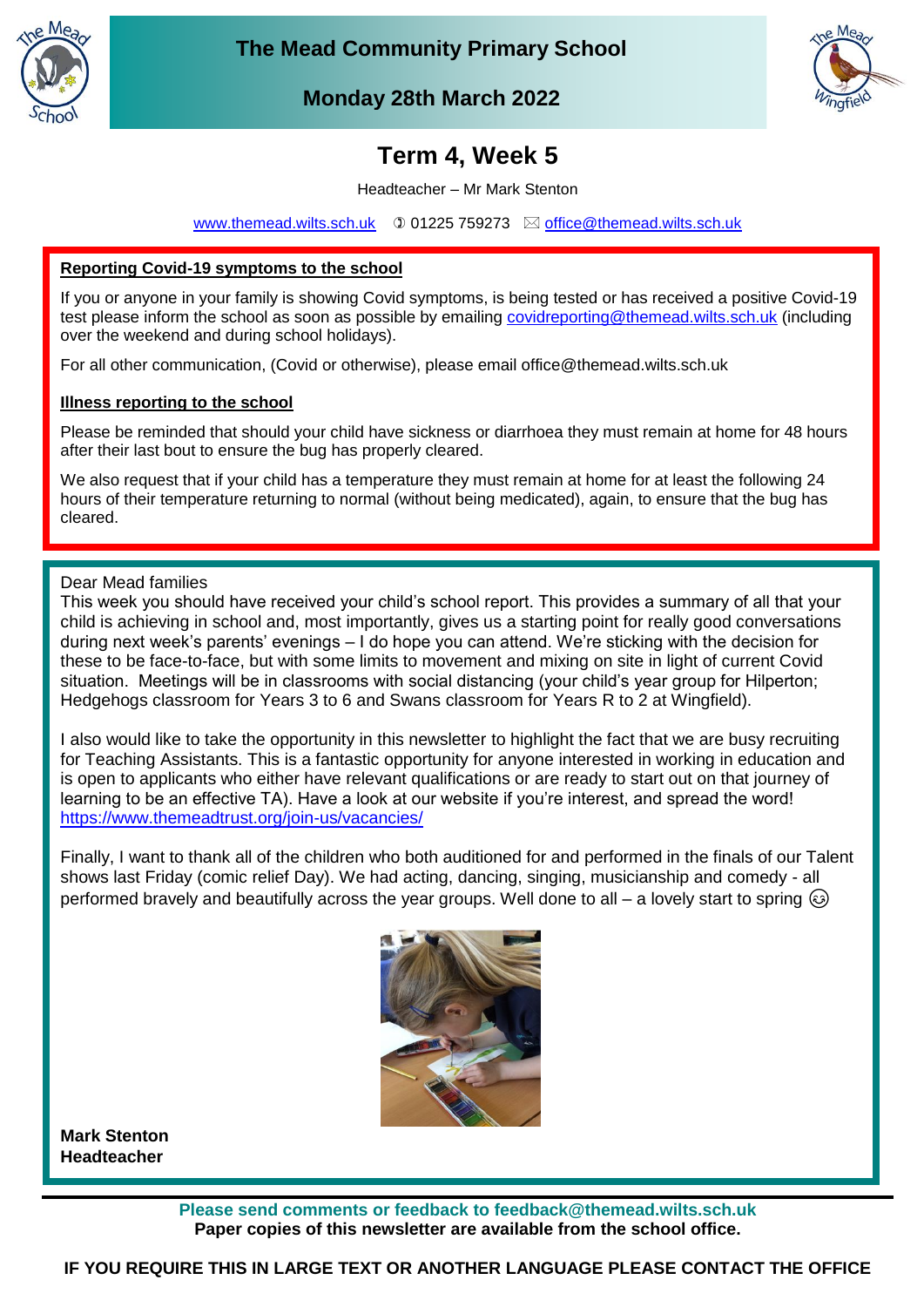# The Mead Community Primary School

**Monday 28th March 2022**

## Term 4, Week 5

Headteacher – Mr Mark Stenton

www.themead.wilts.sch.uk 01225 759273 office@themead.wilts.sch.uk

**Reporting Covid-19 symptoms to the school**

If you or anyone in your family is showing Covid symptoms, is being tested or has received a positive Covid-19 test please inform the school as soon as possible by emailing covidreporting@themead.wilts.sch.uk (including over the weekend and during school holidays).

For all other communication, (Covid or otherwise), please email office@themead.wilts.sch.uk

**Illness reporting to the school**

Please be reminded that should your child have sickness or diarrhoea they must remain at home for 48 hours after their last bout to ensure the bug has properly cleared.

We also request that if your child has a temperature they must remain at home for at least the following 24 hours of their temperature returning to normal (without being medicated), again, to ensure that the bug has cleared.

Dear Mead families

This week you should have received your child's school report. This provides a summary of all that your child is achieving in school and, most importantly, gives us a starting point for really good conversations during next week's parents' evenings – I do hope you can attend. We're sticking with the decision for these to be face-to-face, but with some limits to movement and mixing on site in light of current Covid situation. Meetings will be in classrooms with social distancing (your child's year group for Hilperton; Hedgehogs classroom for Years 3 to 6 and Swans classroom for Years R to 2 at Wingfield).

I also would like to take the opportunity in this newsletter to highlight the fact that we are busy recruiting for Teaching Assistants. This is a fantastic opportunity for anyone interested in working in education and is open to applicants who either have relevant qualifications or are ready to start out on that journey of learning to be an effective TA). Have a look at our website if you're interest, and spread the word! https://www.themeadtrust.org/join-us/vacancies/

Finally, I want to thank all of the children who both auditioned for and performed in the finals of our Talent shows last Friday (comic relief Day). We had acting, dancing, singing, musicianship and comedy - all performed bravely and beautifully across the year groups. Well done to all – a lovely start to spring ☺

**Mark Stenton**
**Headteacher**

**Please send comments or feedback to feedback@themead.wilts.sch.uk**
**Paper copies of this newsletter are available from the school office.**

**IF YOU REQUIRE THIS IN LARGE TEXT OR ANOTHER LANGUAGE PLEASE CONTACT THE OFFICE**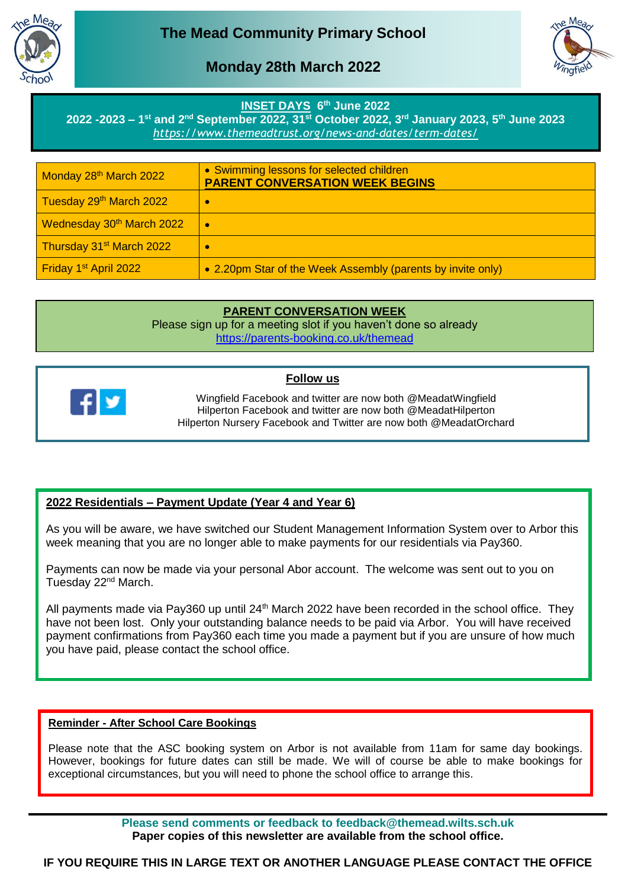# The Mead Community Primary School

## Monday 28th March 2022

**INSET DAYS 6th June 2022**
**2022 -2023 – 1st and 2nd September 2022, 31st October 2022, 3rd January 2023, 5th June 2023**
*https://www.themeadtrust.org/news-and-dates/term-dates/*

| | |
|---|---|
| Monday 28th March 2022 | • Swimming lessons for selected children<br>**PARENT CONVERSATION WEEK BEGINS** |
| Tuesday 29th March 2022 | • |
| Wednesday 30th March 2022 | • |
| Thursday 31st March 2022 | • |
| Friday 1st April 2022 | • 2.20pm Star of the Week Assembly (parents by invite only) |

**PARENT CONVERSATION WEEK**
Please sign up for a meeting slot if you haven't done so already
https://parents-booking.co.uk/themead

**Follow us**

Wingfield Facebook and twitter are now both @MeadatWingfield
Hilperton Facebook and twitter are now both @MeadatHilperton
Hilperton Nursery Facebook and Twitter are now both @MeadatOrchard

**2022 Residentials – Payment Update (Year 4 and Year 6)**

As you will be aware, we have switched our Student Management Information System over to Arbor this week meaning that you are no longer able to make payments for our residentials via Pay360.

Payments can now be made via your personal Abor account. The welcome was sent out to you on Tuesday 22nd March.

All payments made via Pay360 up until 24th March 2022 have been recorded in the school office. They have not been lost. Only your outstanding balance needs to be paid via Arbor. You will have received payment confirmations from Pay360 each time you made a payment but if you are unsure of how much you have paid, please contact the school office.

**Reminder - After School Care Bookings**

Please note that the ASC booking system on Arbor is not available from 11am for same day bookings. However, bookings for future dates can still be made. We will of course be able to make bookings for exceptional circumstances, but you will need to phone the school office to arrange this.

**Please send comments or feedback to feedback@themead.wilts.sch.uk**
**Paper copies of this newsletter are available from the school office.**

**IF YOU REQUIRE THIS IN LARGE TEXT OR ANOTHER LANGUAGE PLEASE CONTACT THE OFFICE**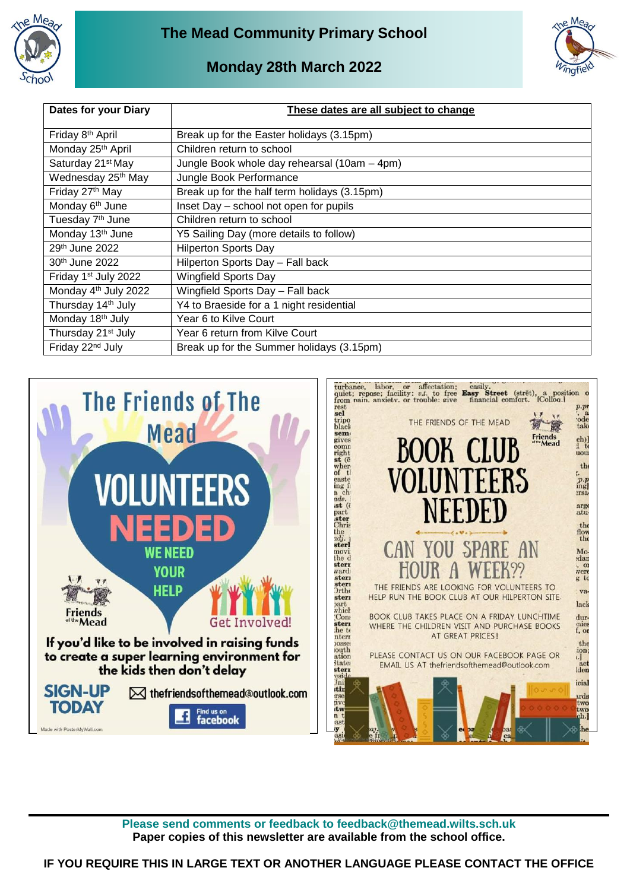# The Mead Community Primary School

## Monday 28th March 2022

| Dates for your Diary | These dates are all subject to change |
|---|---|
| Friday 8th April | Break up for the Easter holidays (3.15pm) |
| Monday 25th April | Children return to school |
| Saturday 21st May | Jungle Book whole day rehearsal (10am – 4pm) |
| Wednesday 25th May | Jungle Book Performance |
| Friday 27th May | Break up for the half term holidays (3.15pm) |
| Monday 6th June | Inset Day – school not open for pupils |
| Tuesday 7th June | Children return to school |
| Monday 13th June | Y5 Sailing Day (more details to follow) |
| 29th June 2022 | Hilperton Sports Day |
| 30th June 2022 | Hilperton Sports Day – Fall back |
| Friday 1st July 2022 | Wingfield Sports Day |
| Monday 4th July 2022 | Wingfield Sports Day – Fall back |
| Thursday 14th July | Y4 to Braeside for a 1 night residential |
| Monday 18th July | Year 6 to Kilve Court |
| Thursday 21st July | Year 6 return from Kilve Court |
| Friday 22nd July | Break up for the Summer holidays (3.15pm) |

**The Friends of The Mead**

**VOLUNTEERS NEEDED**

WE NEED YOUR HELP

Get Involved!

If you'd like to be involved in raising funds to create a super learning environment for the kids then don't delay

SIGN-UP TODAY

thefriendsofthemead@outlook.com

Find us on facebook

THE FRIENDS OF THE MEAD

**BOOK CLUB VOLUNTEERS NEEDED**

CAN YOU SPARE AN HOUR A WEEK??

THE FRIENDS ARE LOOKING FOR VOLUNTEERS TO HELP RUN THE BOOK CLUB AT OUR HILPERTON SITE.

BOOK CLUB TAKES PLACE ON A FRIDAY LUNCHTIME WHERE THE CHILDREN VISIT AND PURCHASE BOOKS AT GREAT PRICES!

PLEASE CONTACT US ON OUR FACEBOOK PAGE OR EMAIL US AT thefriendsofthemead@outlook.com

---

Please send comments or feedback to feedback@themead.wilts.sch.uk

**Paper copies of this newsletter are available from the school office.**

**IF YOU REQUIRE THIS IN LARGE TEXT OR ANOTHER LANGUAGE PLEASE CONTACT THE OFFICE**